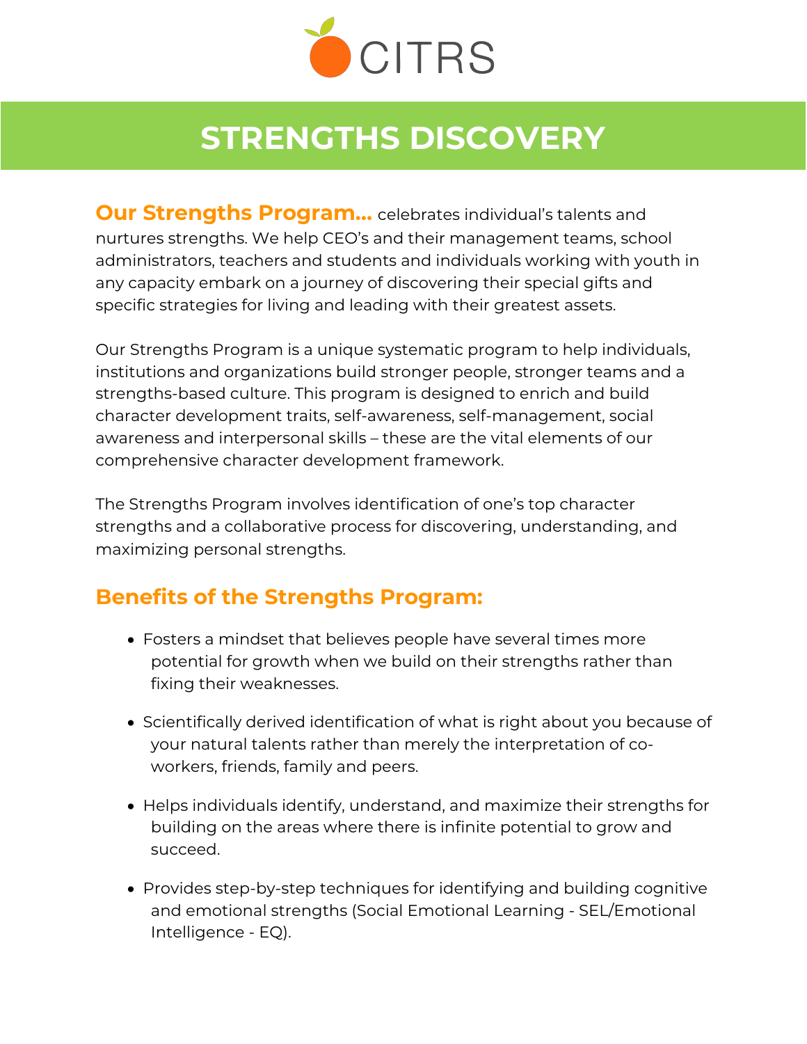CITRS

# STRENGTHS DISCOVERY

**Our Strengths Program...** celebrates individual's talents and nurtures strengths. We help CEO's and their management teams, school administrators, teachers and students and individuals working with youth in any capacity embark on a journey of discovering their special gifts and specific strategies for living and leading with their greatest assets.

Our Strengths Program is a unique systematic program to help individuals, institutions and organizations build stronger people, stronger teams and a strengths-based culture. This program is designed to enrich and build character development traits, self-awareness, self-management, social awareness and interpersonal skills – these are the vital elements of our comprehensive character development framework.

The Strengths Program involves identification of one's top character strengths and a collaborative process for discovering, understanding, and maximizing personal strengths.

## Benefits of the Strengths Program:

- Fosters a mindset that believes people have several times more potential for growth when we build on their strengths rather than fixing their weaknesses.
- Scientifically derived identification of what is right about you because of your natural talents rather than merely the interpretation of co-workers, friends, family and peers.
- Helps individuals identify, understand, and maximize their strengths for building on the areas where there is infinite potential to grow and succeed.
- Provides step-by-step techniques for identifying and building cognitive and emotional strengths (Social Emotional Learning - SEL/Emotional Intelligence - EQ).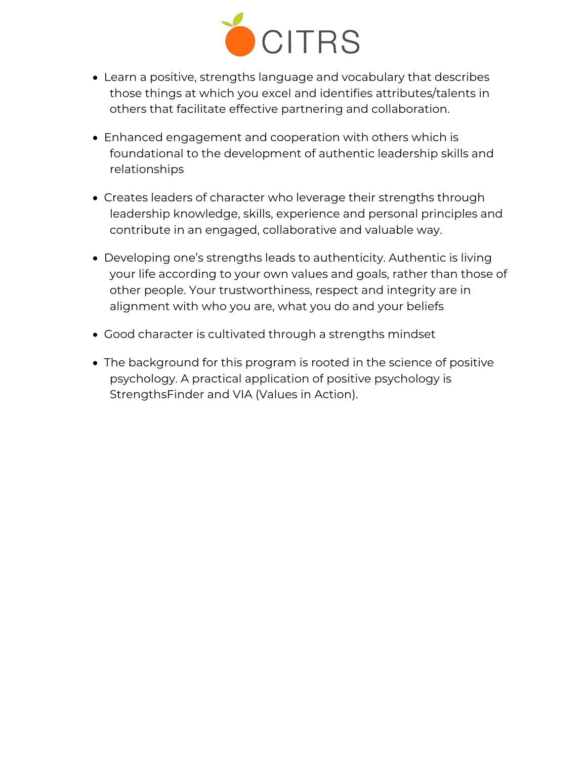- Learn a positive, strengths language and vocabulary that describes those things at which you excel and identifies attributes/talents in others that facilitate effective partnering and collaboration.
- Enhanced engagement and cooperation with others which is foundational to the development of authentic leadership skills and relationships
- Creates leaders of character who leverage their strengths through leadership knowledge, skills, experience and personal principles and contribute in an engaged, collaborative and valuable way.
- Developing one's strengths leads to authenticity. Authentic is living your life according to your own values and goals, rather than those of other people. Your trustworthiness, respect and integrity are in alignment with who you are, what you do and your beliefs
- Good character is cultivated through a strengths mindset
- The background for this program is rooted in the science of positive psychology. A practical application of positive psychology is StrengthsFinder and VIA (Values in Action).